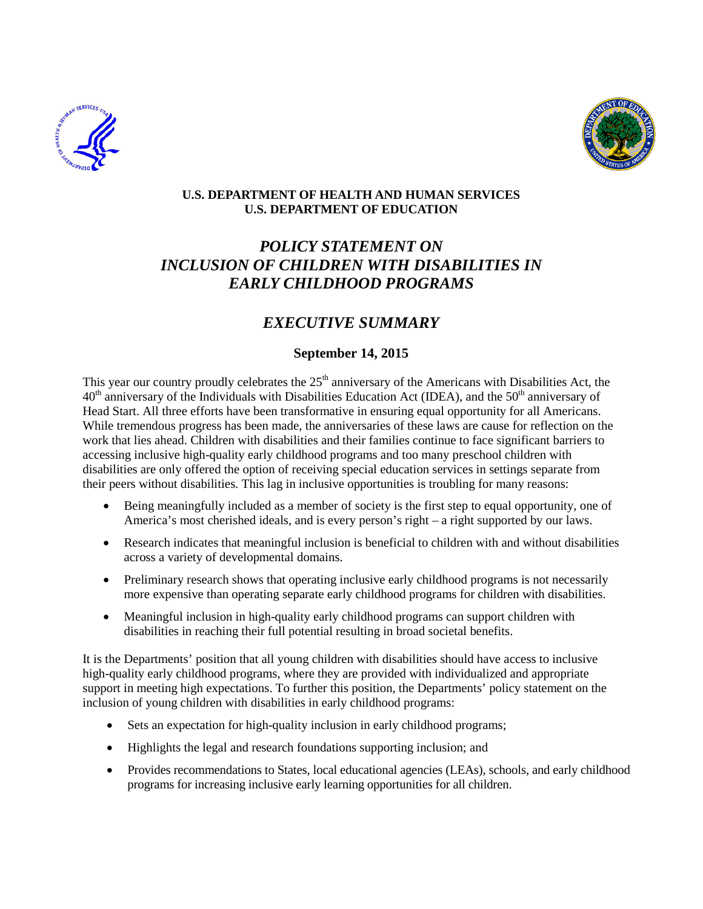**U.S. DEPARTMENT OF HEALTH AND HUMAN SERVICES**
**U.S. DEPARTMENT OF EDUCATION**

# *POLICY STATEMENT ON INCLUSION OF CHILDREN WITH DISABILITIES IN EARLY CHILDHOOD PROGRAMS*

## *EXECUTIVE SUMMARY*

**September 14, 2015**

This year our country proudly celebrates the 25th anniversary of the Americans with Disabilities Act, the 40th anniversary of the Individuals with Disabilities Education Act (IDEA), and the 50th anniversary of Head Start. All three efforts have been transformative in ensuring equal opportunity for all Americans. While tremendous progress has been made, the anniversaries of these laws are cause for reflection on the work that lies ahead. Children with disabilities and their families continue to face significant barriers to accessing inclusive high-quality early childhood programs and too many preschool children with disabilities are only offered the option of receiving special education services in settings separate from their peers without disabilities. This lag in inclusive opportunities is troubling for many reasons:

- Being meaningfully included as a member of society is the first step to equal opportunity, one of America's most cherished ideals, and is every person's right – a right supported by our laws.
- Research indicates that meaningful inclusion is beneficial to children with and without disabilities across a variety of developmental domains.
- Preliminary research shows that operating inclusive early childhood programs is not necessarily more expensive than operating separate early childhood programs for children with disabilities.
- Meaningful inclusion in high-quality early childhood programs can support children with disabilities in reaching their full potential resulting in broad societal benefits.

It is the Departments' position that all young children with disabilities should have access to inclusive high-quality early childhood programs, where they are provided with individualized and appropriate support in meeting high expectations. To further this position, the Departments' policy statement on the inclusion of young children with disabilities in early childhood programs:

- Sets an expectation for high-quality inclusion in early childhood programs;
- Highlights the legal and research foundations supporting inclusion; and
- Provides recommendations to States, local educational agencies (LEAs), schools, and early childhood programs for increasing inclusive early learning opportunities for all children.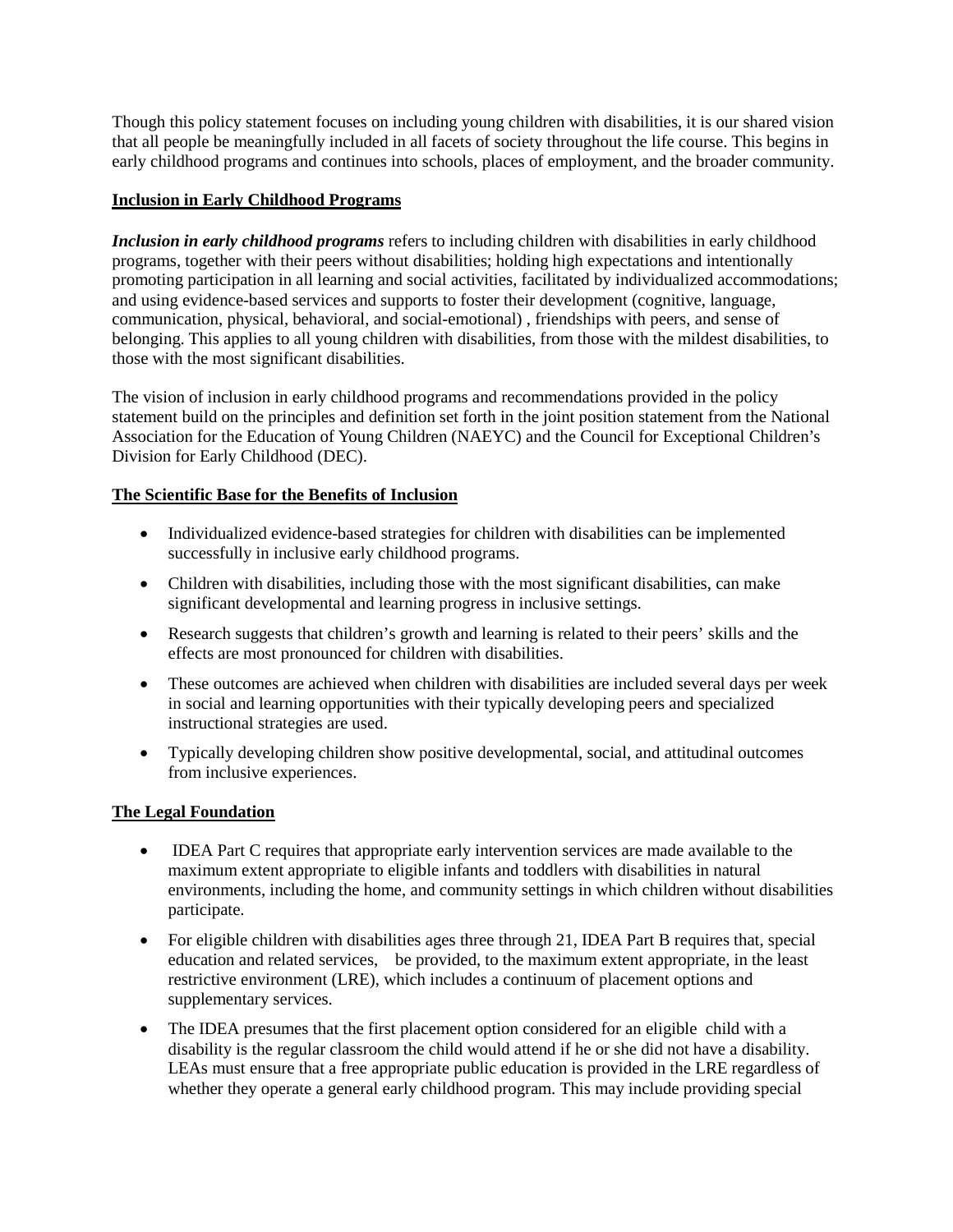Though this policy statement focuses on including young children with disabilities, it is our shared vision that all people be meaningfully included in all facets of society throughout the life course. This begins in early childhood programs and continues into schools, places of employment, and the broader community.

**Inclusion in Early Childhood Programs**

***Inclusion in early childhood programs*** refers to including children with disabilities in early childhood programs, together with their peers without disabilities; holding high expectations and intentionally promoting participation in all learning and social activities, facilitated by individualized accommodations; and using evidence-based services and supports to foster their development (cognitive, language, communication, physical, behavioral, and social-emotional) , friendships with peers, and sense of belonging. This applies to all young children with disabilities, from those with the mildest disabilities, to those with the most significant disabilities.

The vision of inclusion in early childhood programs and recommendations provided in the policy statement build on the principles and definition set forth in the joint position statement from the National Association for the Education of Young Children (NAEYC) and the Council for Exceptional Children's Division for Early Childhood (DEC).

**The Scientific Base for the Benefits of Inclusion**

- Individualized evidence-based strategies for children with disabilities can be implemented successfully in inclusive early childhood programs.
- Children with disabilities, including those with the most significant disabilities, can make significant developmental and learning progress in inclusive settings.
- Research suggests that children's growth and learning is related to their peers' skills and the effects are most pronounced for children with disabilities.
- These outcomes are achieved when children with disabilities are included several days per week in social and learning opportunities with their typically developing peers and specialized instructional strategies are used.
- Typically developing children show positive developmental, social, and attitudinal outcomes from inclusive experiences.

**The Legal Foundation**

- IDEA Part C requires that appropriate early intervention services are made available to the maximum extent appropriate to eligible infants and toddlers with disabilities in natural environments, including the home, and community settings in which children without disabilities participate.
- For eligible children with disabilities ages three through 21, IDEA Part B requires that, special education and related services, be provided, to the maximum extent appropriate, in the least restrictive environment (LRE), which includes a continuum of placement options and supplementary services.
- The IDEA presumes that the first placement option considered for an eligible child with a disability is the regular classroom the child would attend if he or she did not have a disability. LEAs must ensure that a free appropriate public education is provided in the LRE regardless of whether they operate a general early childhood program. This may include providing special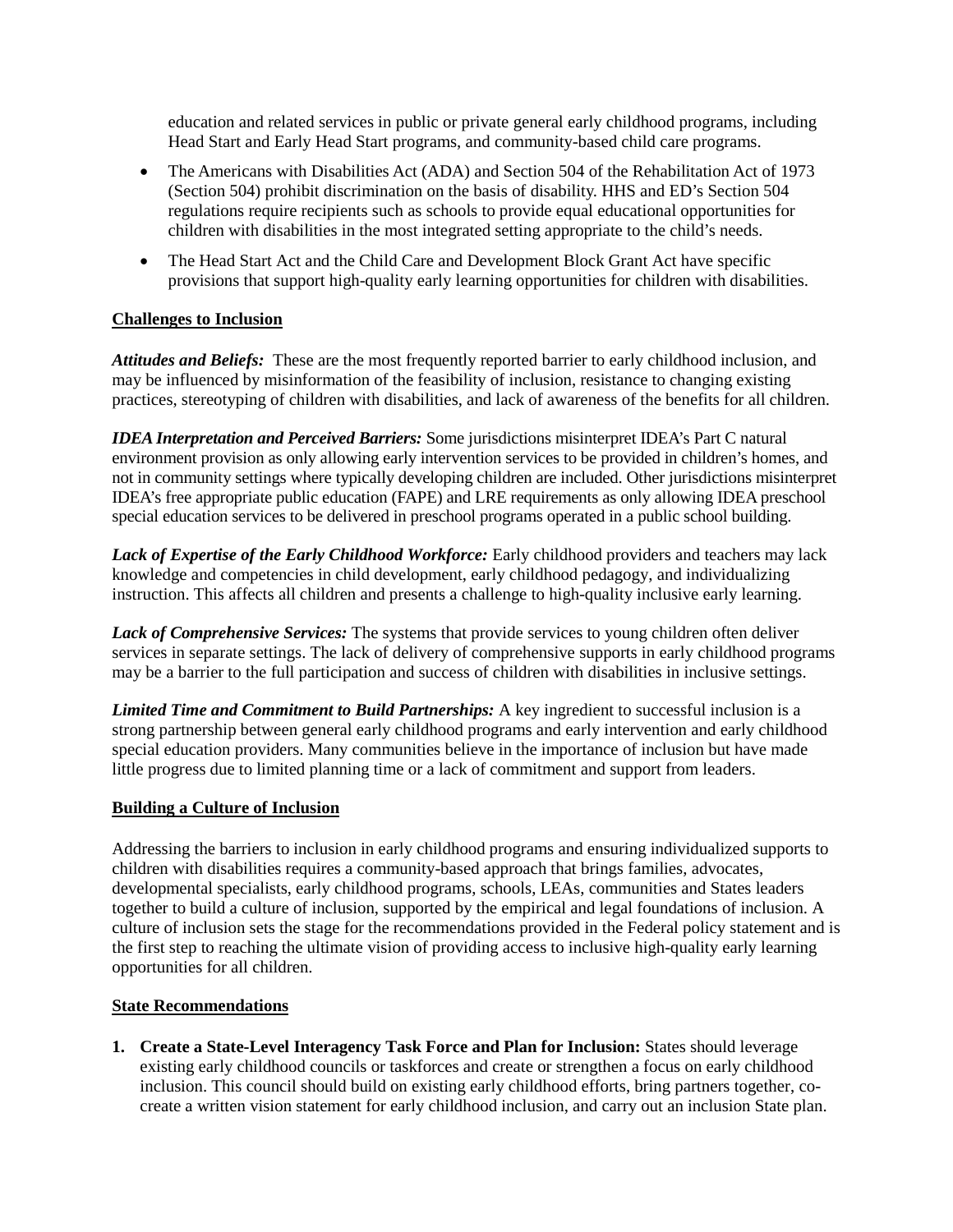education and related services in public or private general early childhood programs, including Head Start and Early Head Start programs, and community-based child care programs.

- The Americans with Disabilities Act (ADA) and Section 504 of the Rehabilitation Act of 1973 (Section 504) prohibit discrimination on the basis of disability. HHS and ED's Section 504 regulations require recipients such as schools to provide equal educational opportunities for children with disabilities in the most integrated setting appropriate to the child's needs.
- The Head Start Act and the Child Care and Development Block Grant Act have specific provisions that support high-quality early learning opportunities for children with disabilities.

## Challenges to Inclusion

***Attitudes and Beliefs:*** These are the most frequently reported barrier to early childhood inclusion, and may be influenced by misinformation of the feasibility of inclusion, resistance to changing existing practices, stereotyping of children with disabilities, and lack of awareness of the benefits for all children.

***IDEA Interpretation and Perceived Barriers:*** Some jurisdictions misinterpret IDEA's Part C natural environment provision as only allowing early intervention services to be provided in children's homes, and not in community settings where typically developing children are included. Other jurisdictions misinterpret IDEA's free appropriate public education (FAPE) and LRE requirements as only allowing IDEA preschool special education services to be delivered in preschool programs operated in a public school building.

***Lack of Expertise of the Early Childhood Workforce:*** Early childhood providers and teachers may lack knowledge and competencies in child development, early childhood pedagogy, and individualizing instruction. This affects all children and presents a challenge to high-quality inclusive early learning.

***Lack of Comprehensive Services:*** The systems that provide services to young children often deliver services in separate settings. The lack of delivery of comprehensive supports in early childhood programs may be a barrier to the full participation and success of children with disabilities in inclusive settings.

***Limited Time and Commitment to Build Partnerships:*** A key ingredient to successful inclusion is a strong partnership between general early childhood programs and early intervention and early childhood special education providers. Many communities believe in the importance of inclusion but have made little progress due to limited planning time or a lack of commitment and support from leaders.

## Building a Culture of Inclusion

Addressing the barriers to inclusion in early childhood programs and ensuring individualized supports to children with disabilities requires a community-based approach that brings families, advocates, developmental specialists, early childhood programs, schools, LEAs, communities and States leaders together to build a culture of inclusion, supported by the empirical and legal foundations of inclusion. A culture of inclusion sets the stage for the recommendations provided in the Federal policy statement and is the first step to reaching the ultimate vision of providing access to inclusive high-quality early learning opportunities for all children.

## State Recommendations

1. **Create a State-Level Interagency Task Force and Plan for Inclusion:** States should leverage existing early childhood councils or taskforces and create or strengthen a focus on early childhood inclusion. This council should build on existing early childhood efforts, bring partners together, co-create a written vision statement for early childhood inclusion, and carry out an inclusion State plan.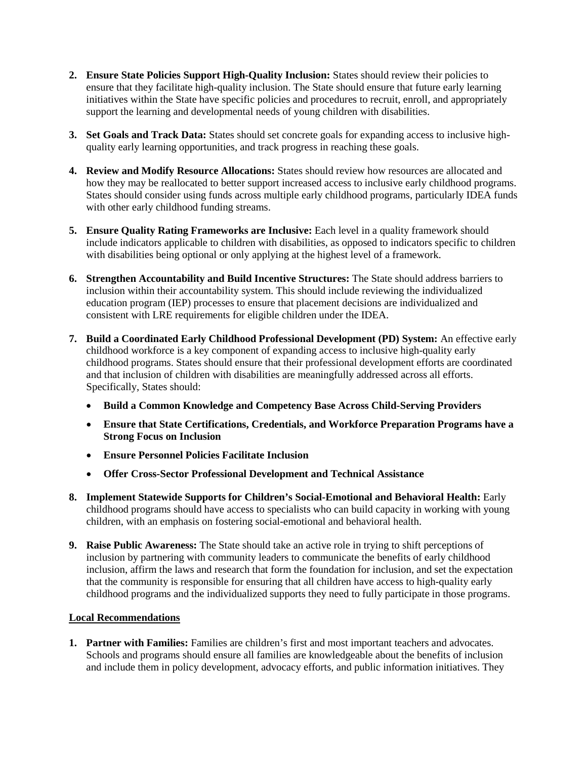2. **Ensure State Policies Support High-Quality Inclusion:** States should review their policies to ensure that they facilitate high-quality inclusion. The State should ensure that future early learning initiatives within the State have specific policies and procedures to recruit, enroll, and appropriately support the learning and developmental needs of young children with disabilities.

3. **Set Goals and Track Data:** States should set concrete goals for expanding access to inclusive high-quality early learning opportunities, and track progress in reaching these goals.

4. **Review and Modify Resource Allocations:** States should review how resources are allocated and how they may be reallocated to better support increased access to inclusive early childhood programs. States should consider using funds across multiple early childhood programs, particularly IDEA funds with other early childhood funding streams.

5. **Ensure Quality Rating Frameworks are Inclusive:** Each level in a quality framework should include indicators applicable to children with disabilities, as opposed to indicators specific to children with disabilities being optional or only applying at the highest level of a framework.

6. **Strengthen Accountability and Build Incentive Structures:** The State should address barriers to inclusion within their accountability system. This should include reviewing the individualized education program (IEP) processes to ensure that placement decisions are individualized and consistent with LRE requirements for eligible children under the IDEA.

7. **Build a Coordinated Early Childhood Professional Development (PD) System:** An effective early childhood workforce is a key component of expanding access to inclusive high-quality early childhood programs. States should ensure that their professional development efforts are coordinated and that inclusion of children with disabilities are meaningfully addressed across all efforts. Specifically, States should:

   - **Build a Common Knowledge and Competency Base Across Child-Serving Providers**
   - **Ensure that State Certifications, Credentials, and Workforce Preparation Programs have a Strong Focus on Inclusion**
   - **Ensure Personnel Policies Facilitate Inclusion**
   - **Offer Cross-Sector Professional Development and Technical Assistance**

8. **Implement Statewide Supports for Children's Social-Emotional and Behavioral Health:** Early childhood programs should have access to specialists who can build capacity in working with young children, with an emphasis on fostering social-emotional and behavioral health.

9. **Raise Public Awareness:** The State should take an active role in trying to shift perceptions of inclusion by partnering with community leaders to communicate the benefits of early childhood inclusion, affirm the laws and research that form the foundation for inclusion, and set the expectation that the community is responsible for ensuring that all children have access to high-quality early childhood programs and the individualized supports they need to fully participate in those programs.

## Local Recommendations

1. **Partner with Families:** Families are children's first and most important teachers and advocates. Schools and programs should ensure all families are knowledgeable about the benefits of inclusion and include them in policy development, advocacy efforts, and public information initiatives. They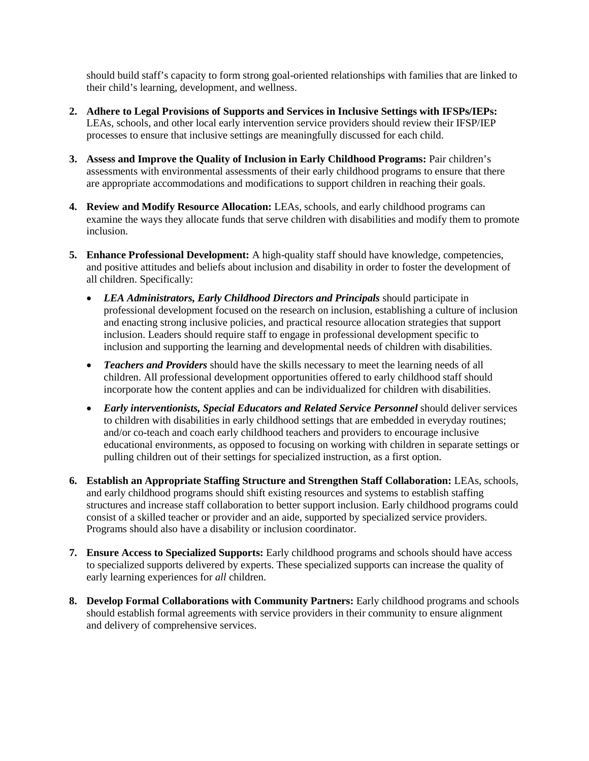should build staff's capacity to form strong goal-oriented relationships with families that are linked to their child's learning, development, and wellness.

2. **Adhere to Legal Provisions of Supports and Services in Inclusive Settings with IFSPs/IEPs:** LEAs, schools, and other local early intervention service providers should review their IFSP/IEP processes to ensure that inclusive settings are meaningfully discussed for each child.

3. **Assess and Improve the Quality of Inclusion in Early Childhood Programs:** Pair children's assessments with environmental assessments of their early childhood programs to ensure that there are appropriate accommodations and modifications to support children in reaching their goals.

4. **Review and Modify Resource Allocation:** LEAs, schools, and early childhood programs can examine the ways they allocate funds that serve children with disabilities and modify them to promote inclusion.

5. **Enhance Professional Development:** A high-quality staff should have knowledge, competencies, and positive attitudes and beliefs about inclusion and disability in order to foster the development of all children. Specifically:

   - ***LEA Administrators, Early Childhood Directors and Principals*** should participate in professional development focused on the research on inclusion, establishing a culture of inclusion and enacting strong inclusive policies, and practical resource allocation strategies that support inclusion. Leaders should require staff to engage in professional development specific to inclusion and supporting the learning and developmental needs of children with disabilities.

   - ***Teachers and Providers*** should have the skills necessary to meet the learning needs of all children. All professional development opportunities offered to early childhood staff should incorporate how the content applies and can be individualized for children with disabilities.

   - ***Early interventionists, Special Educators and Related Service Personnel*** should deliver services to children with disabilities in early childhood settings that are embedded in everyday routines; and/or co-teach and coach early childhood teachers and providers to encourage inclusive educational environments, as opposed to focusing on working with children in separate settings or pulling children out of their settings for specialized instruction, as a first option.

6. **Establish an Appropriate Staffing Structure and Strengthen Staff Collaboration:** LEAs, schools, and early childhood programs should shift existing resources and systems to establish staffing structures and increase staff collaboration to better support inclusion. Early childhood programs could consist of a skilled teacher or provider and an aide, supported by specialized service providers. Programs should also have a disability or inclusion coordinator.

7. **Ensure Access to Specialized Supports:** Early childhood programs and schools should have access to specialized supports delivered by experts. These specialized supports can increase the quality of early learning experiences for *all* children.

8. **Develop Formal Collaborations with Community Partners:** Early childhood programs and schools should establish formal agreements with service providers in their community to ensure alignment and delivery of comprehensive services.